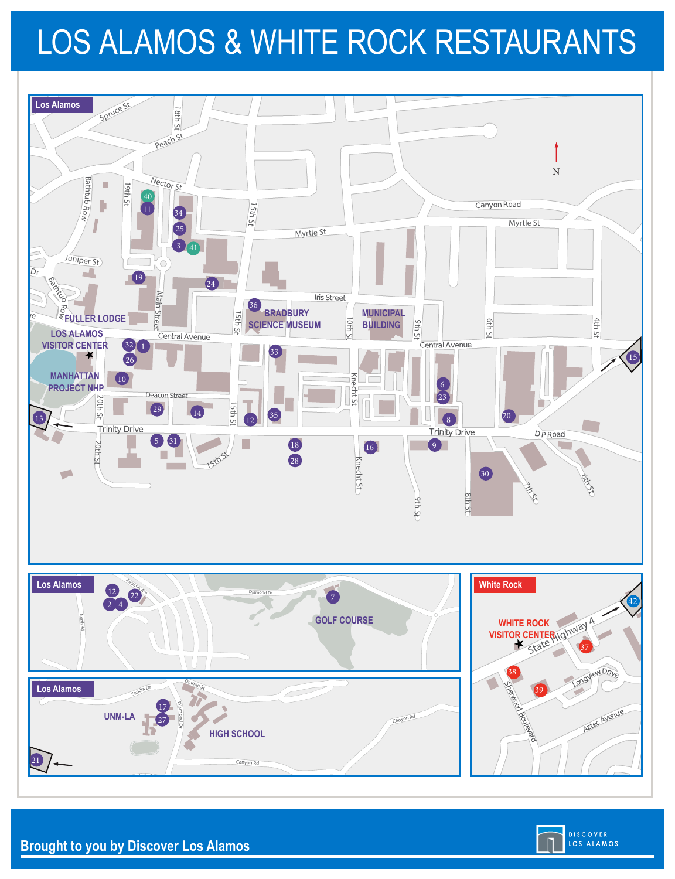# LOS ALAMOS & WHITE ROCK RESTAURANTS

## Los Alamos

Spruce St, 18th St, Peach St, Nector St, Bathtub Row, 19th St, 15th St, Canyon Road, Myrtle St, Juniper St, Dr, Iris Street, Main Street, 10th St, 9th St, 6th St, 4th St, Central Avenue, Knecht St, Deacon Street, 20th St, Trinity Drive, DP Road, 7th St, 8th St

FULLER LODGE

LOS ALAMOS VISITOR CENTER

MANHATTAN PROJECT NHP

BRADBURY SCIENCE MUSEUM

MUNICIPAL BUILDING

N

1, 3, 5, 6, 8, 9, 10, 11, 12, 13, 14, 15, 16, 18, 19, 20, 23, 24, 25, 26, 28, 29, 30, 31, 32, 33, 34, 35, 36, 40, 41

## Los Alamos

Arkansas Ave, Diamond Dr, North Rd

GOLF COURSE

2, 4, 7, 12, 22

## Los Alamos

Sandia Dr, Orange St, Diamond Dr, Canyon Rd

UNM-LA

HIGH SCHOOL

17, 21, 27

## White Rock

WHITE ROCK VISITOR CENTER

State Highway 4, Longview Drive, Sherwood Boulevard, Aztec Avenue

37, 38, 39, 42

**Brought to you by Discover Los Alamos**

DISCOVER LOS ALAMOS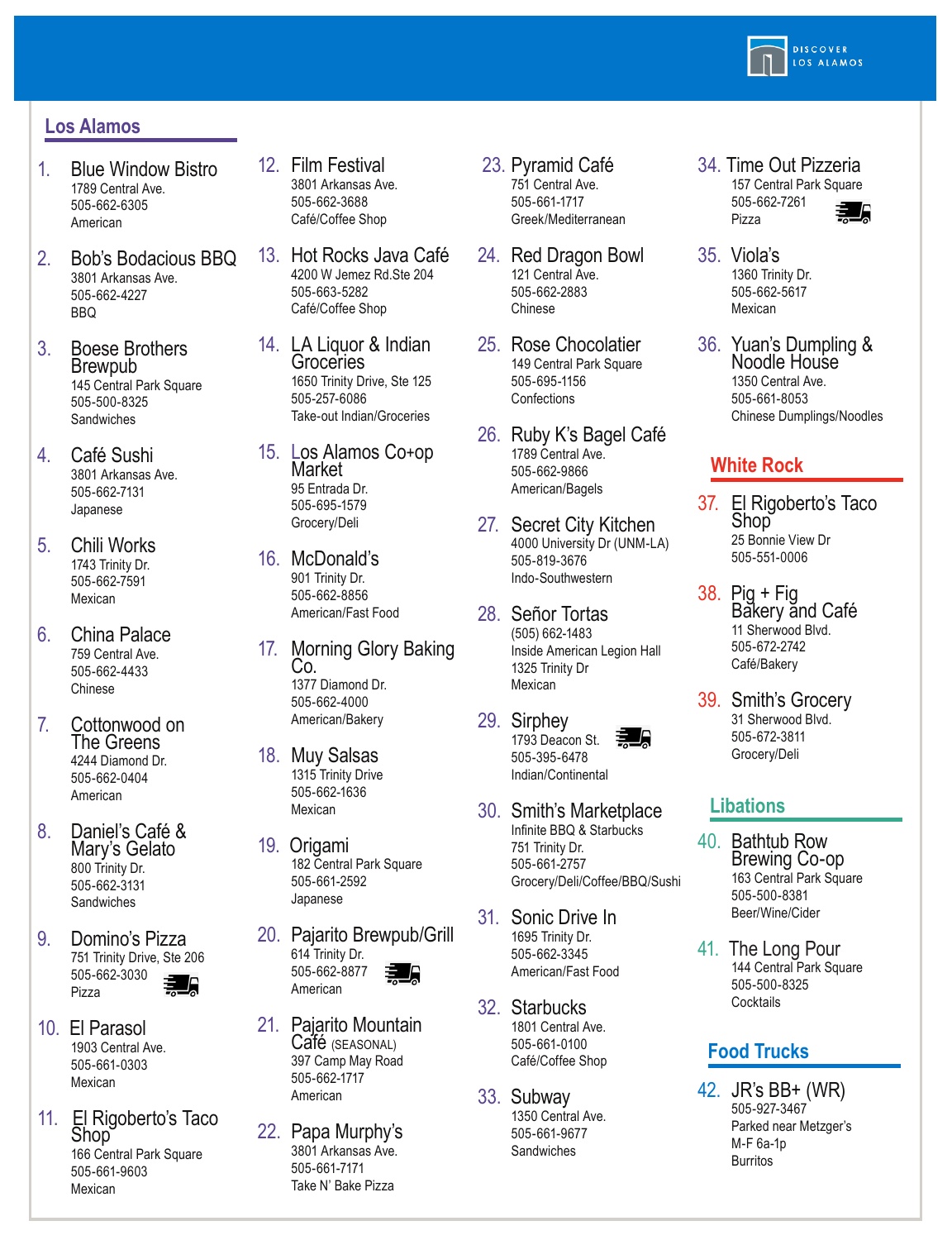## Los Alamos

1. **Blue Window Bistro**
   1789 Central Ave.
   505-662-6305
   American

2. **Bob's Bodacious BBQ**
   3801 Arkansas Ave.
   505-662-4227
   BBQ

3. **Boese Brothers Brewpub**
   145 Central Park Square
   505-500-8325
   Sandwiches

4. **Café Sushi**
   3801 Arkansas Ave.
   505-662-7131
   Japanese

5. **Chili Works**
   1743 Trinity Dr.
   505-662-7591
   Mexican

6. **China Palace**
   759 Central Ave.
   505-662-4433
   Chinese

7. **Cottonwood on The Greens**
   4244 Diamond Dr.
   505-662-0404
   American

8. **Daniel's Café & Mary's Gelato**
   800 Trinity Dr.
   505-662-3131
   Sandwiches

9. **Domino's Pizza**
   751 Trinity Drive, Ste 206
   505-662-3030
   Pizza

10. **El Parasol**
    1903 Central Ave.
    505-661-0303
    Mexican

11. **El Rigoberto's Taco Shop**
    166 Central Park Square
    505-661-9603
    Mexican

12. **Film Festival**
    3801 Arkansas Ave.
    505-662-3688
    Café/Coffee Shop

13. **Hot Rocks Java Café**
    4200 W Jemez Rd.Ste 204
    505-663-5282
    Café/Coffee Shop

14. **LA Liquor & Indian Groceries**
    1650 Trinity Drive, Ste 125
    505-257-6086
    Take-out Indian/Groceries

15. **Los Alamos Co+op Market**
    95 Entrada Dr.
    505-695-1579
    Grocery/Deli

16. **McDonald's**
    901 Trinity Dr.
    505-662-8856
    American/Fast Food

17. **Morning Glory Baking Co.**
    1377 Diamond Dr.
    505-662-4000
    American/Bakery

18. **Muy Salsas**
    1315 Trinity Drive
    505-662-1636
    Mexican

19. **Origami**
    182 Central Park Square
    505-661-2592
    Japanese

20. **Pajarito Brewpub/Grill**
    614 Trinity Dr.
    505-662-8877
    American

21. **Pajarito Mountain Café** (SEASONAL)
    397 Camp May Road
    505-662-1717
    American

22. **Papa Murphy's**
    3801 Arkansas Ave.
    505-661-7171
    Take N' Bake Pizza

23. **Pyramid Café**
    751 Central Ave.
    505-661-1717
    Greek/Mediterranean

24. **Red Dragon Bowl**
    121 Central Ave.
    505-662-2883
    Chinese

25. **Rose Chocolatier**
    149 Central Park Square
    505-695-1156
    Confections

26. **Ruby K's Bagel Café**
    1789 Central Ave.
    505-662-9866
    American/Bagels

27. **Secret City Kitchen**
    4000 University Dr (UNM-LA)
    505-819-3676
    Indo-Southwestern

28. **Señor Tortas**
    (505) 662-1483
    Inside American Legion Hall
    1325 Trinity Dr
    Mexican

29. **Sirphey**
    1793 Deacon St.
    505-395-6478
    Indian/Continental

30. **Smith's Marketplace**
    Infinite BBQ & Starbucks
    751 Trinity Dr.
    505-661-2757
    Grocery/Deli/Coffee/BBQ/Sushi

31. **Sonic Drive In**
    1695 Trinity Dr.
    505-662-3345
    American/Fast Food

32. **Starbucks**
    1801 Central Ave.
    505-661-0100
    Café/Coffee Shop

33. **Subway**
    1350 Central Ave.
    505-661-9677
    Sandwiches

34. **Time Out Pizzeria**
    157 Central Park Square
    505-662-7261
    Pizza

35. **Viola's**
    1360 Trinity Dr.
    505-662-5617
    Mexican

36. **Yuan's Dumpling & Noodle House**
    1350 Central Ave.
    505-661-8053
    Chinese Dumplings/Noodles

## White Rock

37. **El Rigoberto's Taco Shop**
    25 Bonnie View Dr
    505-551-0006

38. **Pig + Fig Bakery and Café**
    11 Sherwood Blvd.
    505-672-2742
    Café/Bakery

39. **Smith's Grocery**
    31 Sherwood Blvd.
    505-672-3811
    Grocery/Deli

## Libations

40. **Bathtub Row Brewing Co-op**
    163 Central Park Square
    505-500-8381
    Beer/Wine/Cider

41. **The Long Pour**
    144 Central Park Square
    505-500-8325
    Cocktails

## Food Trucks

42. **JR's BB+ (WR)**
    505-927-3467
    Parked near Metzger's
    M-F 6a-1p
    Burritos